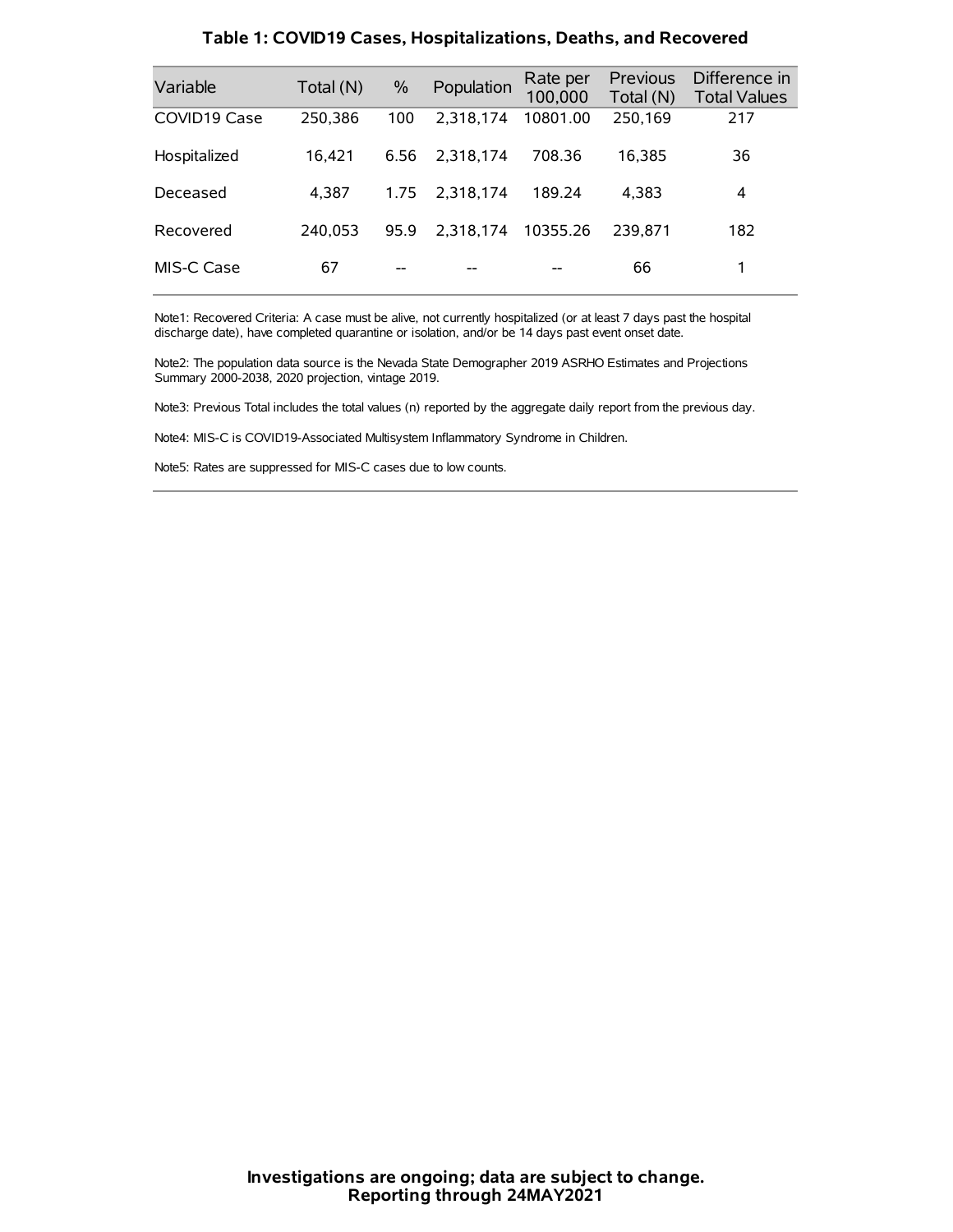## Table 1: COVID19 Cases, Hospitalizations, Deaths, and Recovered

| Variable | Total (N) | % | Population | Rate per 100,000 | Previous Total (N) | Difference in Total Values |
|---|---|---|---|---|---|---|
| COVID19 Case | 250,386 | 100 | 2,318,174 | 10801.00 | 250,169 | 217 |
| Hospitalized | 16,421 | 6.56 | 2,318,174 | 708.36 | 16,385 | 36 |
| Deceased | 4,387 | 1.75 | 2,318,174 | 189.24 | 4,383 | 4 |
| Recovered | 240,053 | 95.9 | 2,318,174 | 10355.26 | 239,871 | 182 |
| MIS-C Case | 67 | -- | -- | -- | 66 | 1 |

Note1: Recovered Criteria: A case must be alive, not currently hospitalized (or at least 7 days past the hospital discharge date), have completed quarantine or isolation, and/or be 14 days past event onset date.

Note2: The population data source is the Nevada State Demographer 2019 ASRHO Estimates and Projections Summary 2000-2038, 2020 projection, vintage 2019.

Note3: Previous Total includes the total values (n) reported by the aggregate daily report from the previous day.

Note4: MIS-C is COVID19-Associated Multisystem Inflammatory Syndrome in Children.

Note5: Rates are suppressed for MIS-C cases due to low counts.

**Investigations are ongoing; data are subject to change.**
**Reporting through 24MAY2021**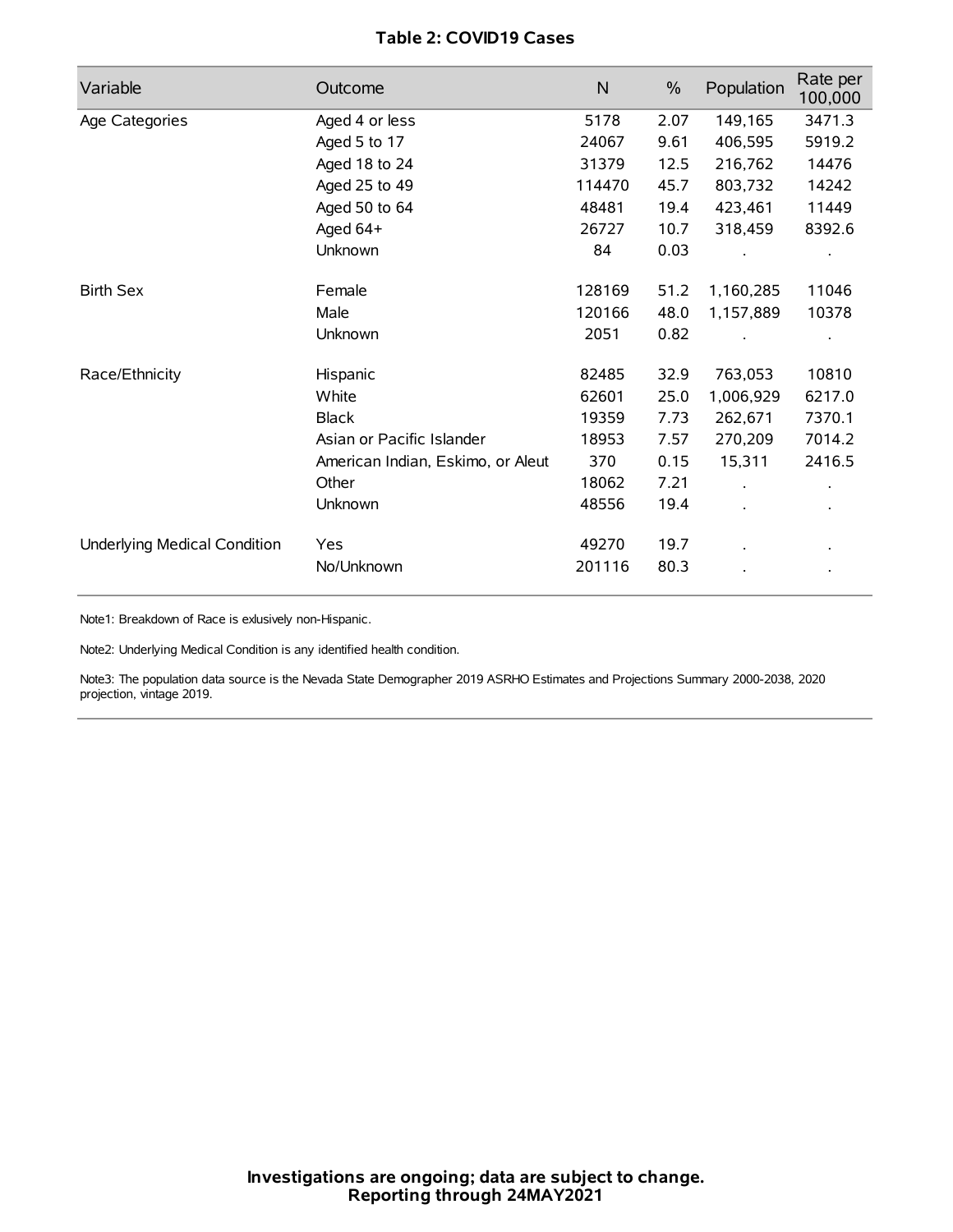**Table 2: COVID19 Cases**

| Variable | Outcome | N | % | Population | Rate per 100,000 |
|---|---|---|---|---|---|
| Age Categories | Aged 4 or less | 5178 | 2.07 | 149,165 | 3471.3 |
| | Aged 5 to 17 | 24067 | 9.61 | 406,595 | 5919.2 |
| | Aged 18 to 24 | 31379 | 12.5 | 216,762 | 14476 |
| | Aged 25 to 49 | 114470 | 45.7 | 803,732 | 14242 |
| | Aged 50 to 64 | 48481 | 19.4 | 423,461 | 11449 |
| | Aged 64+ | 26727 | 10.7 | 318,459 | 8392.6 |
| | Unknown | 84 | 0.03 | . | . |
| Birth Sex | Female | 128169 | 51.2 | 1,160,285 | 11046 |
| | Male | 120166 | 48.0 | 1,157,889 | 10378 |
| | Unknown | 2051 | 0.82 | . | . |
| Race/Ethnicity | Hispanic | 82485 | 32.9 | 763,053 | 10810 |
| | White | 62601 | 25.0 | 1,006,929 | 6217.0 |
| | Black | 19359 | 7.73 | 262,671 | 7370.1 |
| | Asian or Pacific Islander | 18953 | 7.57 | 270,209 | 7014.2 |
| | American Indian, Eskimo, or Aleut | 370 | 0.15 | 15,311 | 2416.5 |
| | Other | 18062 | 7.21 | . | . |
| | Unknown | 48556 | 19.4 | . | . |
| Underlying Medical Condition | Yes | 49270 | 19.7 | . | . |
| | No/Unknown | 201116 | 80.3 | . | . |

Note1: Breakdown of Race is exlusively non-Hispanic.

Note2: Underlying Medical Condition is any identified health condition.

Note3: The population data source is the Nevada State Demographer 2019 ASRHO Estimates and Projections Summary 2000-2038, 2020 projection, vintage 2019.

**Investigations are ongoing; data are subject to change.**
**Reporting through 24MAY2021**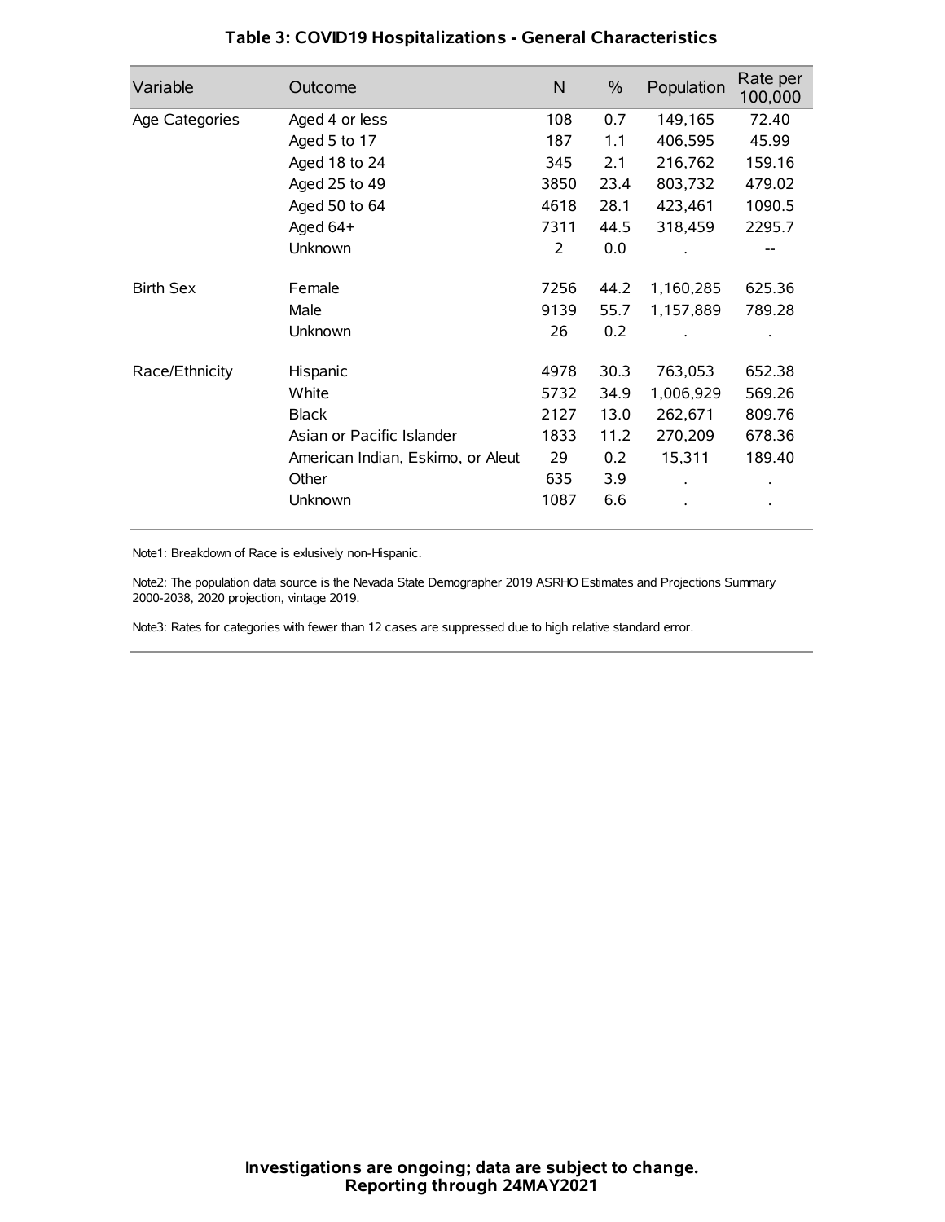## Table 3: COVID19 Hospitalizations - General Characteristics

| Variable | Outcome | N | % | Population | Rate per 100,000 |
|---|---|---|---|---|---|
| Age Categories | Aged 4 or less | 108 | 0.7 | 149,165 | 72.40 |
| | Aged 5 to 17 | 187 | 1.1 | 406,595 | 45.99 |
| | Aged 18 to 24 | 345 | 2.1 | 216,762 | 159.16 |
| | Aged 25 to 49 | 3850 | 23.4 | 803,732 | 479.02 |
| | Aged 50 to 64 | 4618 | 28.1 | 423,461 | 1090.5 |
| | Aged 64+ | 7311 | 44.5 | 318,459 | 2295.7 |
| | Unknown | 2 | 0.0 | . | -- |
| Birth Sex | Female | 7256 | 44.2 | 1,160,285 | 625.36 |
| | Male | 9139 | 55.7 | 1,157,889 | 789.28 |
| | Unknown | 26 | 0.2 | . | . |
| Race/Ethnicity | Hispanic | 4978 | 30.3 | 763,053 | 652.38 |
| | White | 5732 | 34.9 | 1,006,929 | 569.26 |
| | Black | 2127 | 13.0 | 262,671 | 809.76 |
| | Asian or Pacific Islander | 1833 | 11.2 | 270,209 | 678.36 |
| | American Indian, Eskimo, or Aleut | 29 | 0.2 | 15,311 | 189.40 |
| | Other | 635 | 3.9 | . | . |
| | Unknown | 1087 | 6.6 | . | . |

Note1: Breakdown of Race is exlusively non-Hispanic.

Note2: The population data source is the Nevada State Demographer 2019 ASRHO Estimates and Projections Summary 2000-2038, 2020 projection, vintage 2019.

Note3: Rates for categories with fewer than 12 cases are suppressed due to high relative standard error.

**Investigations are ongoing; data are subject to change.**
**Reporting through 24MAY2021**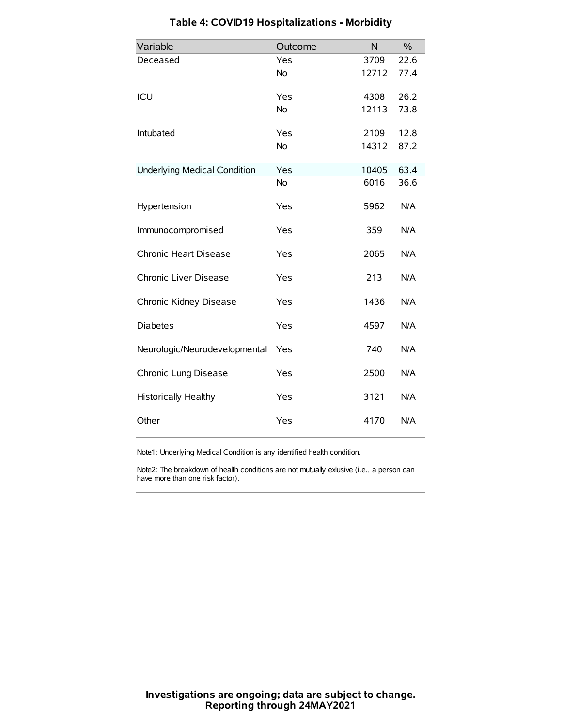# Table 4: COVID19 Hospitalizations - Morbidity

| Variable | Outcome | N | % |
|---|---|---|---|
| Deceased | Yes | 3709 | 22.6 |
| | No | 12712 | 77.4 |
| ICU | Yes | 4308 | 26.2 |
| | No | 12113 | 73.8 |
| Intubated | Yes | 2109 | 12.8 |
| | No | 14312 | 87.2 |
| Underlying Medical Condition | Yes | 10405 | 63.4 |
| | No | 6016 | 36.6 |
| Hypertension | Yes | 5962 | N/A |
| Immunocompromised | Yes | 359 | N/A |
| Chronic Heart Disease | Yes | 2065 | N/A |
| Chronic Liver Disease | Yes | 213 | N/A |
| Chronic Kidney Disease | Yes | 1436 | N/A |
| Diabetes | Yes | 4597 | N/A |
| Neurologic/Neurodevelopmental | Yes | 740 | N/A |
| Chronic Lung Disease | Yes | 2500 | N/A |
| Historically Healthy | Yes | 3121 | N/A |
| Other | Yes | 4170 | N/A |

Note1: Underlying Medical Condition is any identified health condition.

Note2: The breakdown of health conditions are not mutually exlusive (i.e., a person can have more than one risk factor).

**Investigations are ongoing; data are subject to change.**
**Reporting through 24MAY2021**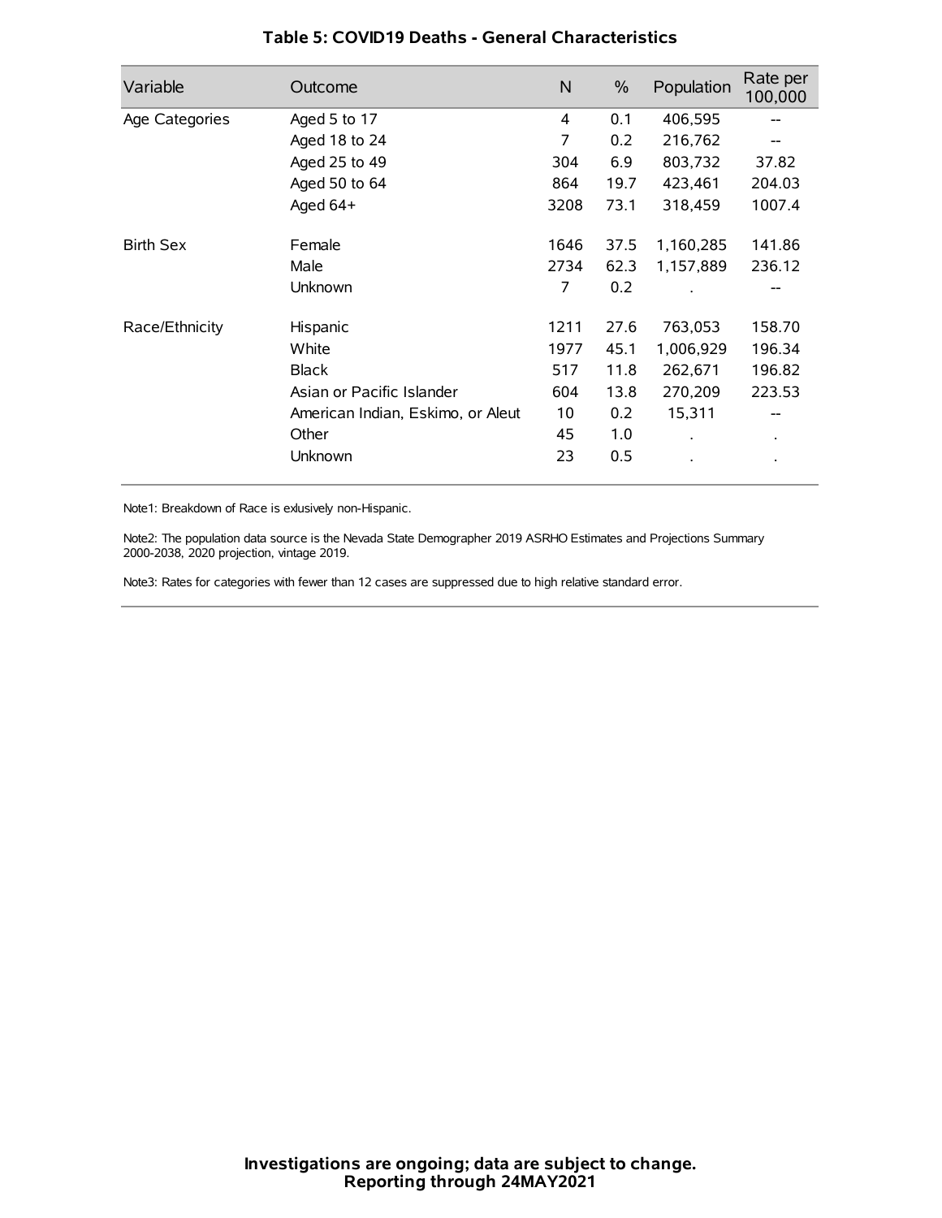### Table 5: COVID19 Deaths - General Characteristics

| Variable | Outcome | N | % | Population | Rate per 100,000 |
| --- | --- | --- | --- | --- | --- |
| Age Categories | Aged 5 to 17 | 4 | 0.1 | 406,595 | -- |
| | Aged 18 to 24 | 7 | 0.2 | 216,762 | -- |
| | Aged 25 to 49 | 304 | 6.9 | 803,732 | 37.82 |
| | Aged 50 to 64 | 864 | 19.7 | 423,461 | 204.03 |
| | Aged 64+ | 3208 | 73.1 | 318,459 | 1007.4 |
| Birth Sex | Female | 1646 | 37.5 | 1,160,285 | 141.86 |
| | Male | 2734 | 62.3 | 1,157,889 | 236.12 |
| | Unknown | 7 | 0.2 | . | -- |
| Race/Ethnicity | Hispanic | 1211 | 27.6 | 763,053 | 158.70 |
| | White | 1977 | 45.1 | 1,006,929 | 196.34 |
| | Black | 517 | 11.8 | 262,671 | 196.82 |
| | Asian or Pacific Islander | 604 | 13.8 | 270,209 | 223.53 |
| | American Indian, Eskimo, or Aleut | 10 | 0.2 | 15,311 | -- |
| | Other | 45 | 1.0 | . | . |
| | Unknown | 23 | 0.5 | . | . |

Note1: Breakdown of Race is exlusively non-Hispanic.

Note2: The population data source is the Nevada State Demographer 2019 ASRHO Estimates and Projections Summary 2000-2038, 2020 projection, vintage 2019.

Note3: Rates for categories with fewer than 12 cases are suppressed due to high relative standard error.

**Investigations are ongoing; data are subject to change.**
**Reporting through 24MAY2021**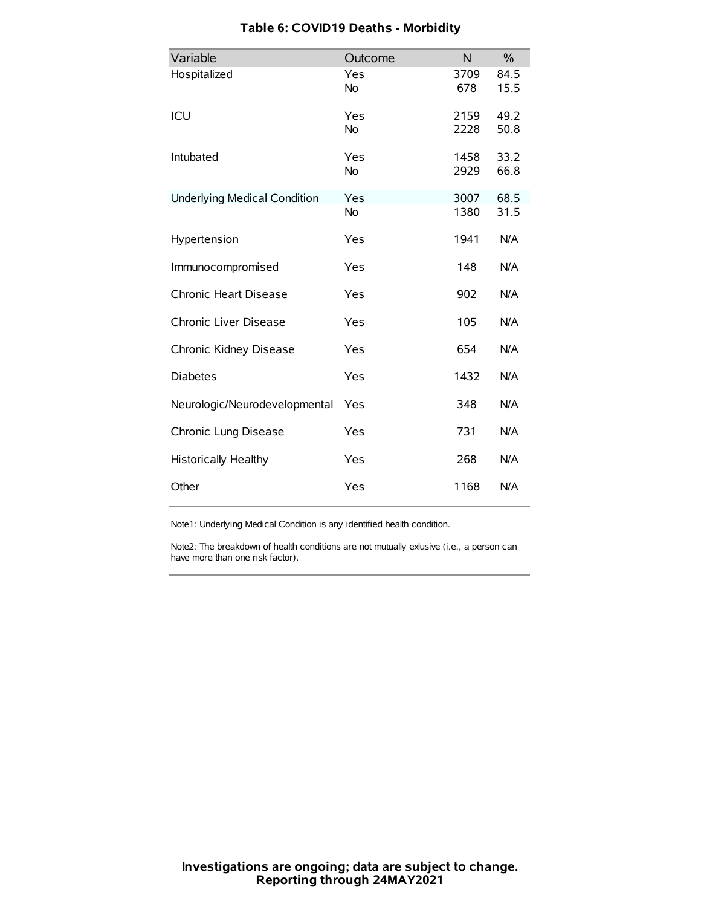# Table 6: COVID19 Deaths - Morbidity

| Variable | Outcome | N | % |
|---|---|---|---|
| Hospitalized | Yes | 3709 | 84.5 |
| | No | 678 | 15.5 |
| ICU | Yes | 2159 | 49.2 |
| | No | 2228 | 50.8 |
| Intubated | Yes | 1458 | 33.2 |
| | No | 2929 | 66.8 |
| Underlying Medical Condition | Yes | 3007 | 68.5 |
| | No | 1380 | 31.5 |
| Hypertension | Yes | 1941 | N/A |
| Immunocompromised | Yes | 148 | N/A |
| Chronic Heart Disease | Yes | 902 | N/A |
| Chronic Liver Disease | Yes | 105 | N/A |
| Chronic Kidney Disease | Yes | 654 | N/A |
| Diabetes | Yes | 1432 | N/A |
| Neurologic/Neurodevelopmental | Yes | 348 | N/A |
| Chronic Lung Disease | Yes | 731 | N/A |
| Historically Healthy | Yes | 268 | N/A |
| Other | Yes | 1168 | N/A |

Note1: Underlying Medical Condition is any identified health condition.

Note2: The breakdown of health conditions are not mutually exlusive (i.e., a person can have more than one risk factor).

**Investigations are ongoing; data are subject to change.**
**Reporting through 24MAY2021**